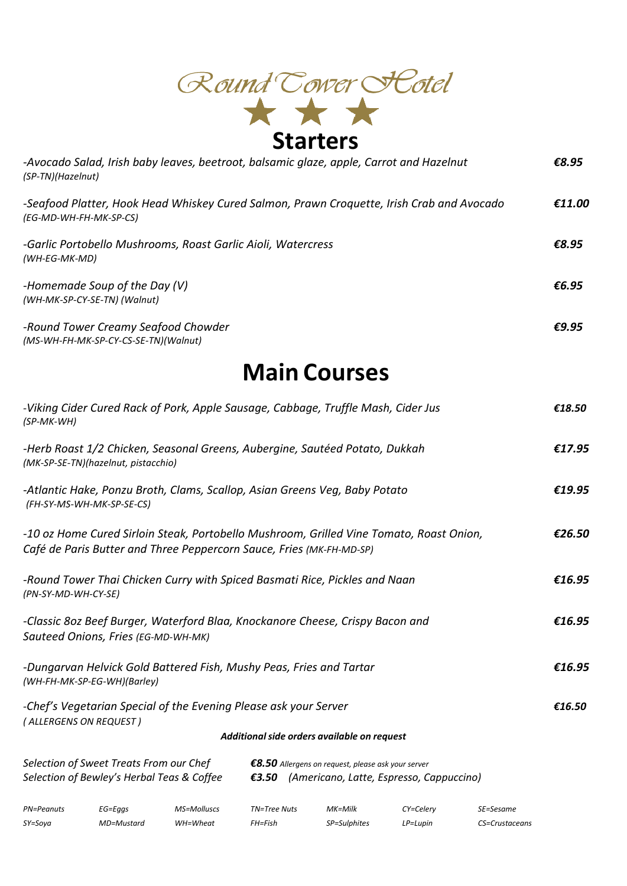# Round Tower Hotel

★ ★ ★

## Starters

*-Avocado Salad, Irish baby leaves, beetroot, balsamic glaze, apple, Carrot and Hazelnut* **€8.95**
*(SP-TN)(Hazelnut)*

*-Seafood Platter, Hook Head Whiskey Cured Salmon, Prawn Croquette, Irish Crab and Avocado* **€11.00**
*(EG-MD-WH-FH-MK-SP-CS)*

*-Garlic Portobello Mushrooms, Roast Garlic Aioli, Watercress* **€8.95**
*(WH-EG-MK-MD)*

*-Homemade Soup of the Day (V)* **€6.95**
*(WH-MK-SP-CY-SE-TN) (Walnut)*

*-Round Tower Creamy Seafood Chowder* **€9.95**
*(MS-WH-FH-MK-SP-CY-CS-SE-TN)(Walnut)*

## Main Courses

*-Viking Cider Cured Rack of Pork, Apple Sausage, Cabbage, Truffle Mash, Cider Jus* **€18.50**
*(SP-MK-WH)*

*-Herb Roast 1/2 Chicken, Seasonal Greens, Aubergine, Sautéed Potato, Dukkah* **€17.95**
*(MK-SP-SE-TN)(hazelnut, pistacchio)*

*-Atlantic Hake, Ponzu Broth, Clams, Scallop, Asian Greens Veg, Baby Potato* **€19.95**
*(FH-SY-MS-WH-MK-SP-SE-CS)*

*-10 oz Home Cured Sirloin Steak, Portobello Mushroom, Grilled Vine Tomato, Roast Onion, Café de Paris Butter and Three Peppercorn Sauce, Fries (MK-FH-MD-SP)* **€26.50**

*-Round Tower Thai Chicken Curry with Spiced Basmati Rice, Pickles and Naan* **€16.95**
*(PN-SY-MD-WH-CY-SE)*

*-Classic 8oz Beef Burger, Waterford Blaa, Knockanore Cheese, Crispy Bacon and Sauteed Onions, Fries (EG-MD-WH-MK)* **€16.95**

*-Dungarvan Helvick Gold Battered Fish, Mushy Peas, Fries and Tartar* **€16.95**
*(WH-FH-MK-SP-EG-WH)(Barley)*

*-Chef's Vegetarian Special of the Evening Please ask your Server* **€16.50**
*( ALLERGENS ON REQUEST )*

***Additional side orders available on request***

*Selection of Sweet Treats From our Chef* ***€8.50*** *Allergens on request, please ask your server*
*Selection of Bewley's Herbal Teas & Coffee* ***€3.50*** *(Americano, Latte, Espresso, Cappuccino)*

| | | | | | | |
|---|---|---|---|---|---|---|
| *PN=Peanuts* | *EG=Eggs* | *MS=Molluscs* | *TN=Tree Nuts* | *MK=Milk* | *CY=Celery* | *SE=Sesame* |
| *SY=Soya* | *MD=Mustard* | *WH=Wheat* | *FH=Fish* | *SP=Sulphites* | *LP=Lupin* | *CS=Crustaceans* |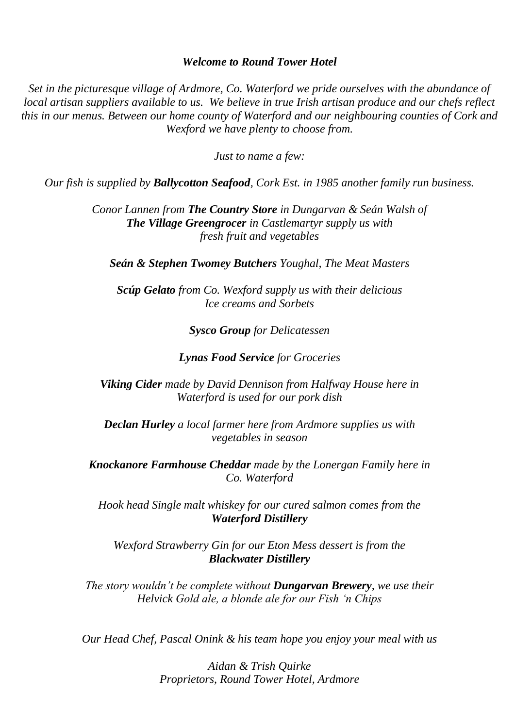***Welcome to Round Tower Hotel***

*Set in the picturesque village of Ardmore, Co. Waterford we pride ourselves with the abundance of local artisan suppliers available to us. We believe in true Irish artisan produce and our chefs reflect this in our menus. Between our home county of Waterford and our neighbouring counties of Cork and Wexford we have plenty to choose from.*

*Just to name a few:*

*Our fish is supplied by **Ballycotton Seafood**, Cork Est. in 1985 another family run business.*

*Conor Lannen from **The Country Store** in Dungarvan & Seán Walsh of **The Village Greengrocer** in Castlemartyr supply us with fresh fruit and vegetables*

***Seán & Stephen Twomey Butchers** Youghal, The Meat Masters*

***Scúp Gelato** from Co. Wexford supply us with their delicious Ice creams and Sorbets*

***Sysco Group** for Delicatessen*

***Lynas Food Service** for Groceries*

***Viking Cider** made by David Dennison from Halfway House here in Waterford is used for our pork dish*

***Declan Hurley** a local farmer here from Ardmore supplies us with vegetables in season*

***Knockanore Farmhouse Cheddar** made by the Lonergan Family here in Co. Waterford*

*Hook head Single malt whiskey for our cured salmon comes from the **Waterford Distillery***

*Wexford Strawberry Gin for our Eton Mess dessert is from the **Blackwater Distillery***

*The story wouldn't be complete without **Dungarvan Brewery**, we use their Helvick Gold ale, a blonde ale for our Fish 'n Chips*

*Our Head Chef, Pascal Onink & his team hope you enjoy your meal with us*

*Aidan & Trish Quirke*
*Proprietors, Round Tower Hotel, Ardmore*